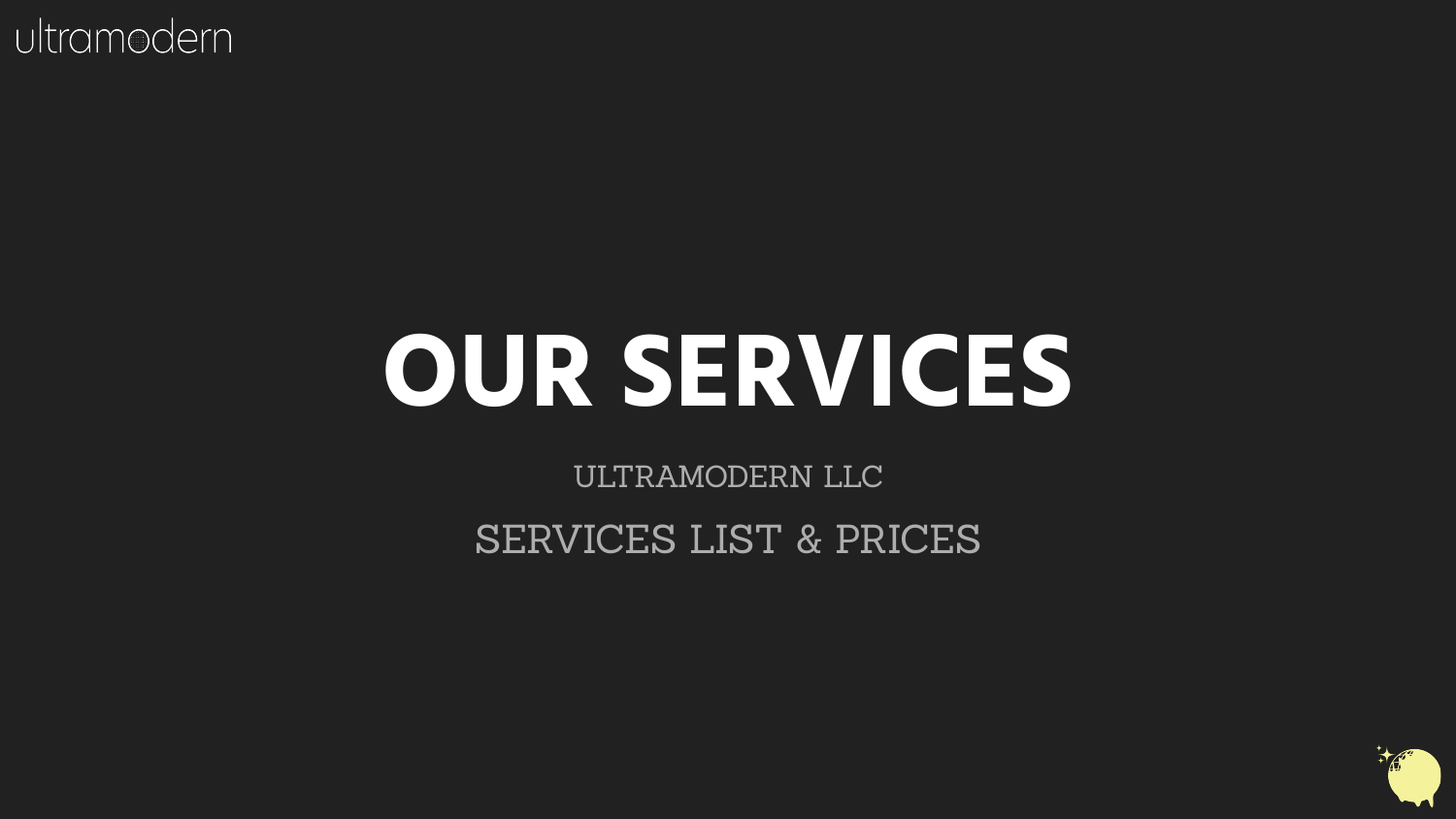ultramodern

# OUR SERVICES

ULTRAMODERN LLC

SERVICES LIST & PRICES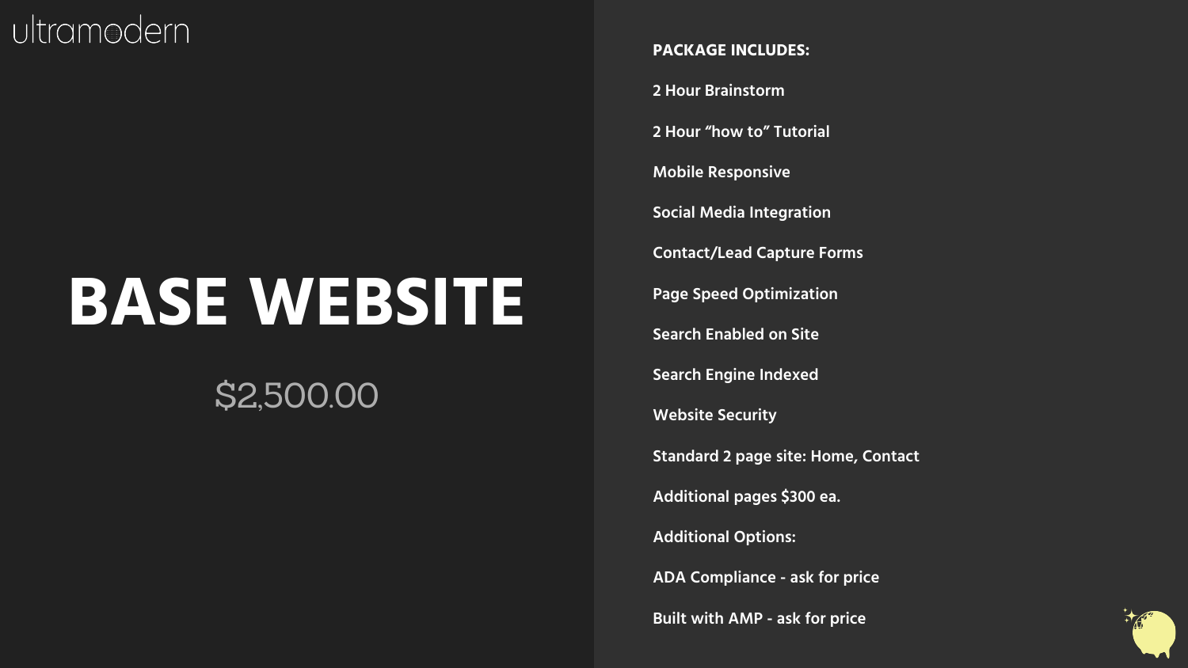ultramodern

# BASE WEBSITE

$2,500.00

**PACKAGE INCLUDES:**

**2 Hour Brainstorm**

**2 Hour “how to” Tutorial**

**Mobile Responsive**

**Social Media Integration**

**Contact/Lead Capture Forms**

**Page Speed Optimization**

**Search Enabled on Site**

**Search Engine Indexed**

**Website Security**

**Standard 2 page site: Home, Contact**

**Additional pages $300 ea.**

**Additional Options:**

**ADA Compliance - ask for price**

**Built with AMP - ask for price**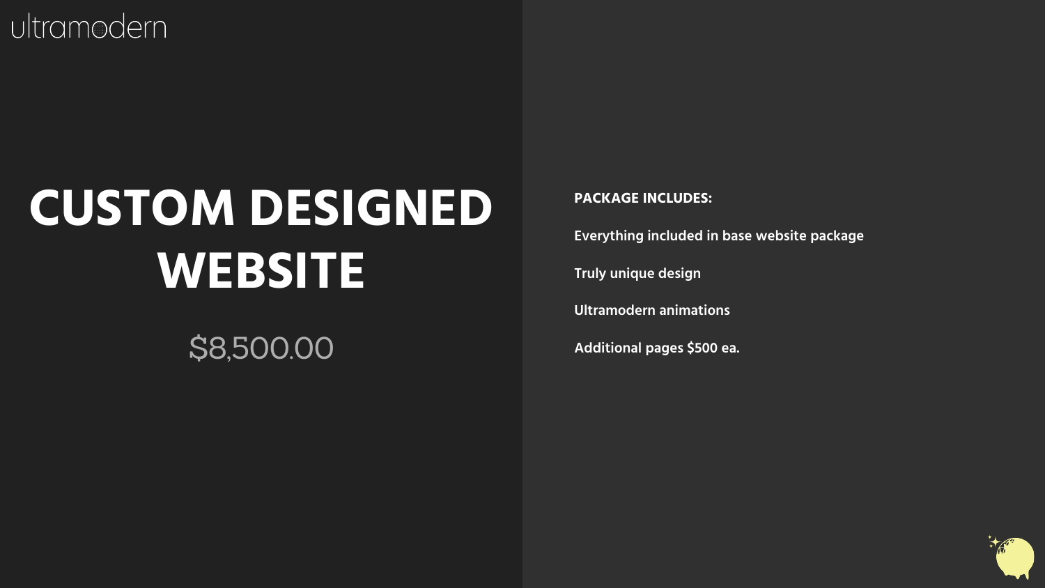ultramodern

# CUSTOM DESIGNED WEBSITE

$8,500.00

**PACKAGE INCLUDES:**

**Everything included in base website package**

**Truly unique design**

**Ultramodern animations**

**Additional pages $500 ea.**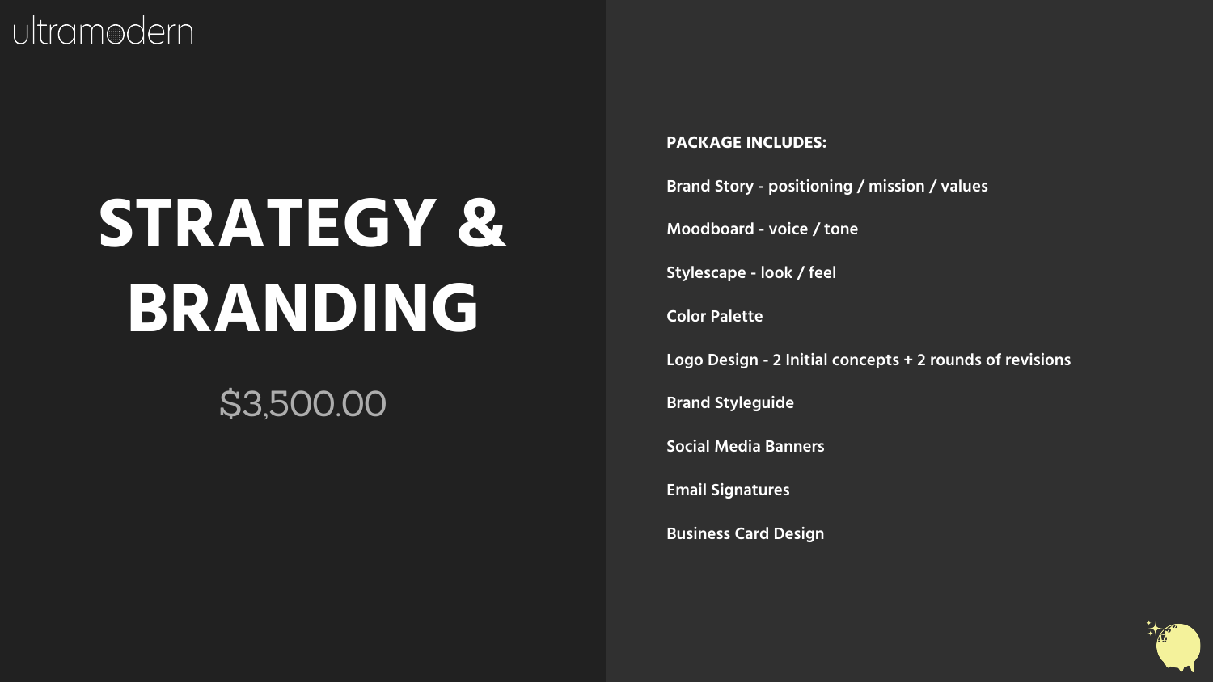ultramodern

# STRATEGY & BRANDING

$3,500.00

**PACKAGE INCLUDES:**

**Brand Story - positioning / mission / values**

**Moodboard - voice / tone**

**Stylescape - look / feel**

**Color Palette**

**Logo Design - 2 Initial concepts + 2 rounds of revisions**

**Brand Styleguide**

**Social Media Banners**

**Email Signatures**

**Business Card Design**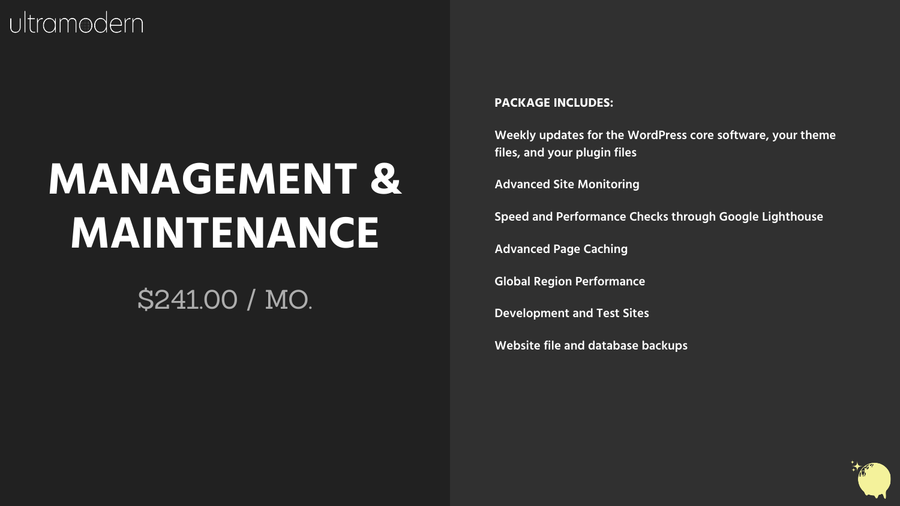ultramodern

# MANAGEMENT & MAINTENANCE

$241.00 / MO.

**PACKAGE INCLUDES:**

**Weekly updates for the WordPress core software, your theme files, and your plugin files**

**Advanced Site Monitoring**

**Speed and Performance Checks through Google Lighthouse**

**Advanced Page Caching**

**Global Region Performance**

**Development and Test Sites**

**Website file and database backups**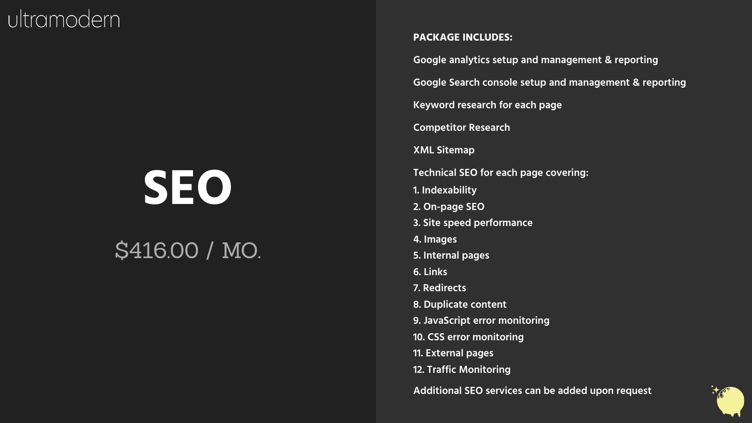ultramodern

# SEO

$416.00 / MO.

**PACKAGE INCLUDES:**

Google analytics setup and management & reporting

Google Search console setup and management & reporting

Keyword research for each page

Competitor Research

XML Sitemap

Technical SEO for each page covering:

1. Indexability
2. On-page SEO
3. Site speed performance
4. Images
5. Internal pages
6. Links
7. Redirects
8. Duplicate content
9. JavaScript error monitoring
10. CSS error monitoring
11. External pages
12. Traffic Monitoring

Additional SEO services can be added upon request